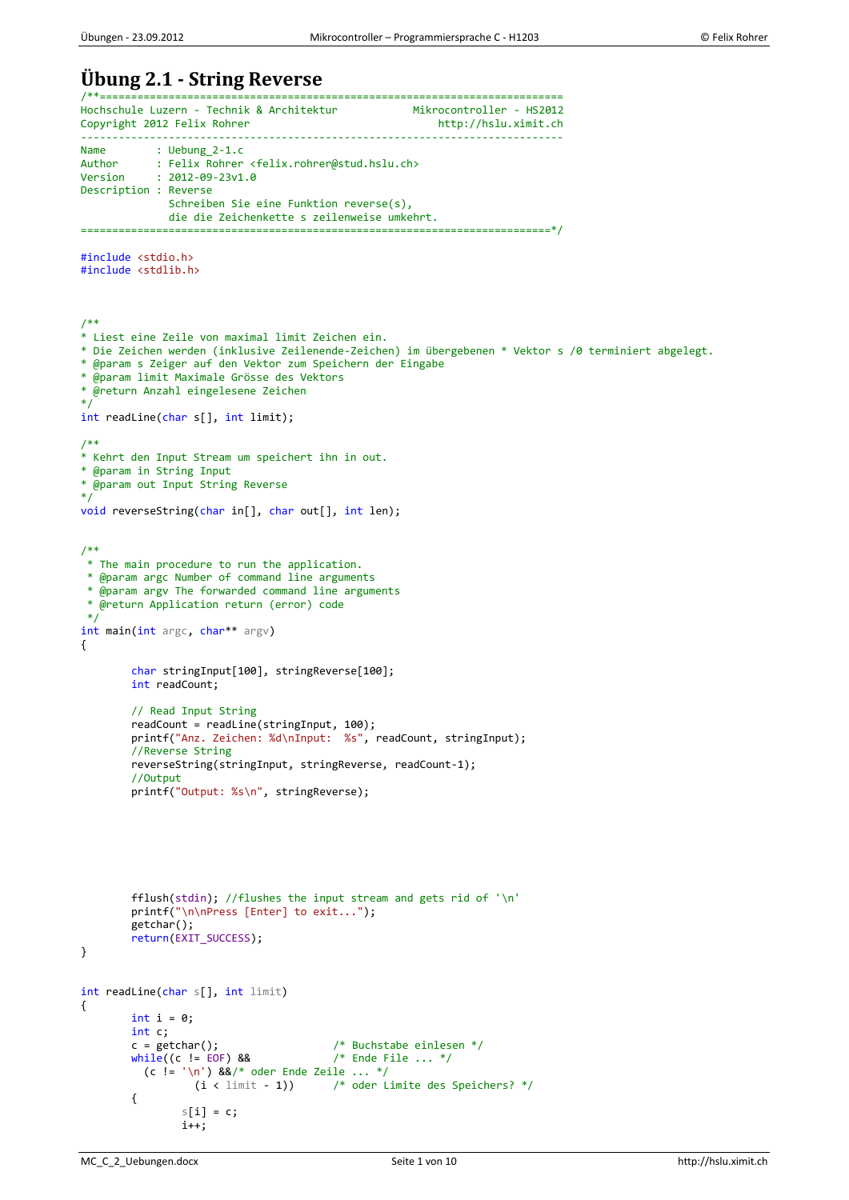# Übung 2.1 - String Reverse

```
/**=========================================================================
Hochschule Luzern - Technik & Architektur            Mikrocontroller - HS2012
Copyright 2012 Felix Rohrer                               http://hslu.ximit.ch
----------------------------------------------------------------------------
Name        : Uebung_2-1.c
Author      : Felix Rohrer <felix.rohrer@stud.hslu.ch>
Version     : 2012-09-23v1.0
Description : Reverse
              Schreiben Sie eine Funktion reverse(s),
              die die Zeichenkette s zeilenweise umkehrt.
==========================================================================*/

#include <stdio.h>
#include <stdlib.h>



/**
* Liest eine Zeile von maximal limit Zeichen ein.
* Die Zeichen werden (inklusive Zeilenende-Zeichen) im übergebenen * Vektor s /0 terminiert abgelegt.
* @param s Zeiger auf den Vektor zum Speichern der Eingabe
* @param limit Maximale Grösse des Vektors
* @return Anzahl eingelesene Zeichen
*/
int readLine(char s[], int limit);

/**
* Kehrt den Input Stream um speichert ihn in out.
* @param in String Input
* @param out Input String Reverse
*/
void reverseString(char in[], char out[], int len);


/**
 * The main procedure to run the application.
 * @param argc Number of command line arguments
 * @param argv The forwarded command line arguments
 * @return Application return (error) code
 */
int main(int argc, char** argv)
{

        char stringInput[100], stringReverse[100];
        int readCount;

        // Read Input String
        readCount = readLine(stringInput, 100);
        printf("Anz. Zeichen: %d\nInput:  %s", readCount, stringInput);
        //Reverse String
        reverseString(stringInput, stringReverse, readCount-1);
        //Output
        printf("Output: %s\n", stringReverse);







        fflush(stdin); //flushes the input stream and gets rid of '\n'
        printf("\n\nPress [Enter] to exit...");
        getchar();
        return(EXIT_SUCCESS);
}


int readLine(char s[], int limit)
{
        int i = 0;
        int c;
        c = getchar();                  /* Buchstabe einlesen */
        while((c != EOF) &&             /* Ende File ... */
          (c != '\n') &&/* oder Ende Zeile ... */
                 (i < limit - 1))       /* oder Limite des Speichers? */
        {
                s[i] = c;
                i++;
```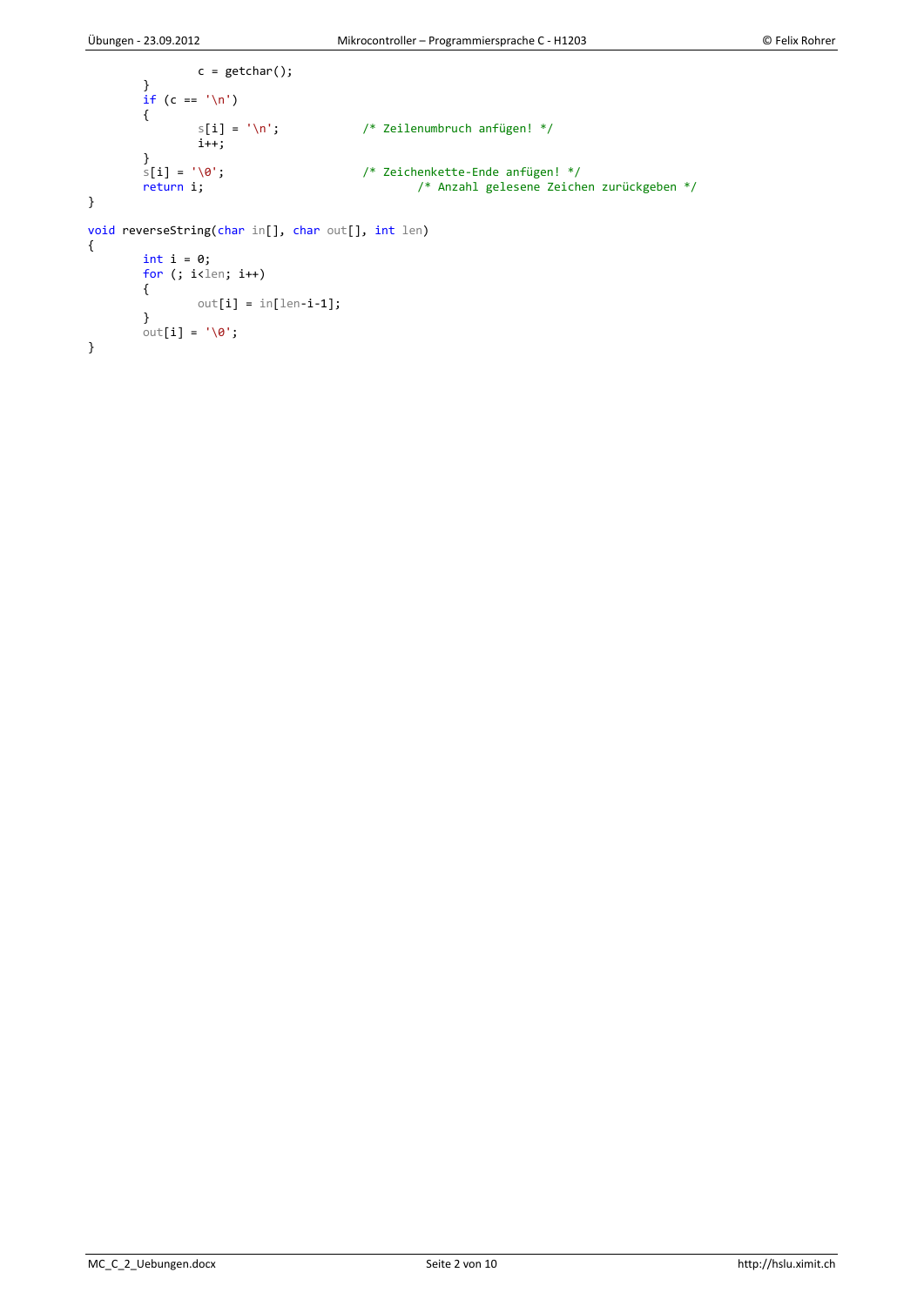```
		c = getchar();
	}
	if (c == '\n')
	{
		s[i] = '\n';		/* Zeilenumbruch anfügen! */
		i++;
	}
	s[i] = '\0';			/* Zeichenkette-Ende anfügen! */
	return i;				/* Anzahl gelesene Zeichen zurückgeben */
}

void reverseString(char in[], char out[], int len)
{
	int i = 0;
	for (; i<len; i++)
	{
		out[i] = in[len-i-1];
	}
	out[i] = '\0';
}
```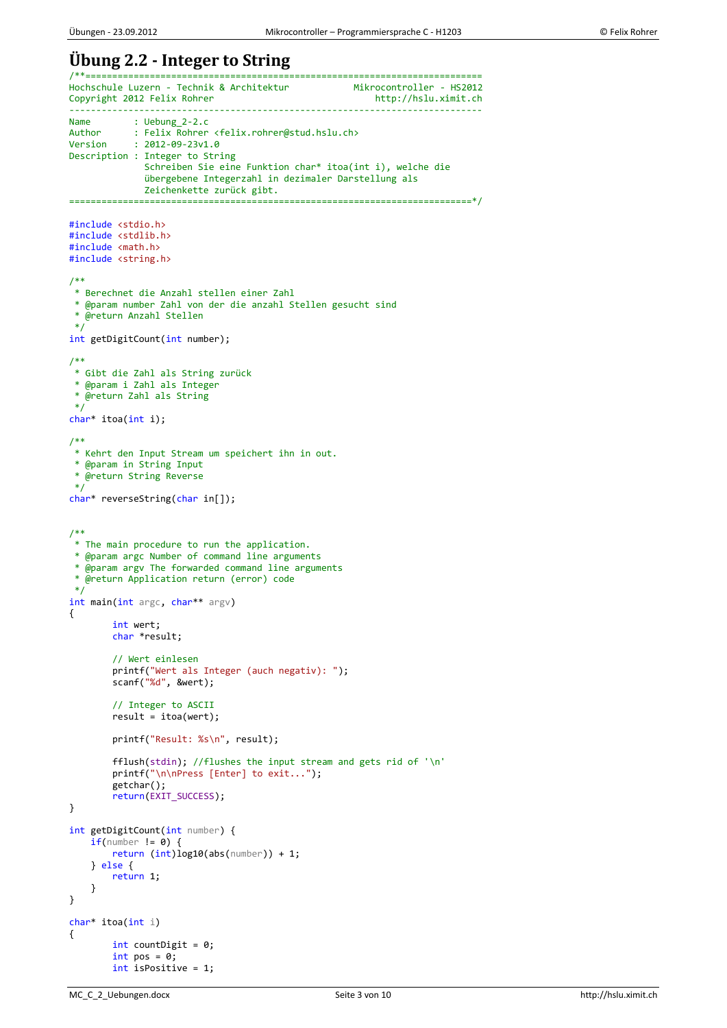# Übung 2.2 - Integer to String

```
/**========================================================================
Hochschule Luzern - Technik & Architektur            Mikrocontroller - HS2012
Copyright 2012 Felix Rohrer                              http://hslu.ximit.ch
---------------------------------------------------------------------------
Name        : Uebung_2-2.c
Author      : Felix Rohrer <felix.rohrer@stud.hslu.ch>
Version     : 2012-09-23v1.0
Description : Integer to String
              Schreiben Sie eine Funktion char* itoa(int i), welche die
              übergebene Integerzahl in dezimaler Darstellung als
              Zeichenkette zurück gibt.
=========================================================================*/

#include <stdio.h>
#include <stdlib.h>
#include <math.h>
#include <string.h>

/**
 * Berechnet die Anzahl stellen einer Zahl
 * @param number Zahl von der die anzahl Stellen gesucht sind
 * @return Anzahl Stellen
 */
int getDigitCount(int number);

/**
 * Gibt die Zahl als String zurück
 * @param i Zahl als Integer
 * @return Zahl als String
 */
char* itoa(int i);

/**
 * Kehrt den Input Stream um speichert ihn in out.
 * @param in String Input
 * @return String Reverse
 */
char* reverseString(char in[]);


/**
 * The main procedure to run the application.
 * @param argc Number of command line arguments
 * @param argv The forwarded command line arguments
 * @return Application return (error) code
 */
int main(int argc, char** argv)
{
        int wert;
        char *result;

        // Wert einlesen
        printf("Wert als Integer (auch negativ): ");
        scanf("%d", &wert);

        // Integer to ASCII
        result = itoa(wert);

        printf("Result: %s\n", result);

        fflush(stdin); //flushes the input stream and gets rid of '\n'
        printf("\n\nPress [Enter] to exit...");
        getchar();
        return(EXIT_SUCCESS);
}

int getDigitCount(int number) {
    if(number != 0) {
        return (int)log10(abs(number)) + 1;
    } else {
        return 1;
    }
}

char* itoa(int i)
{
        int countDigit = 0;
        int pos = 0;
        int isPositive = 1;
```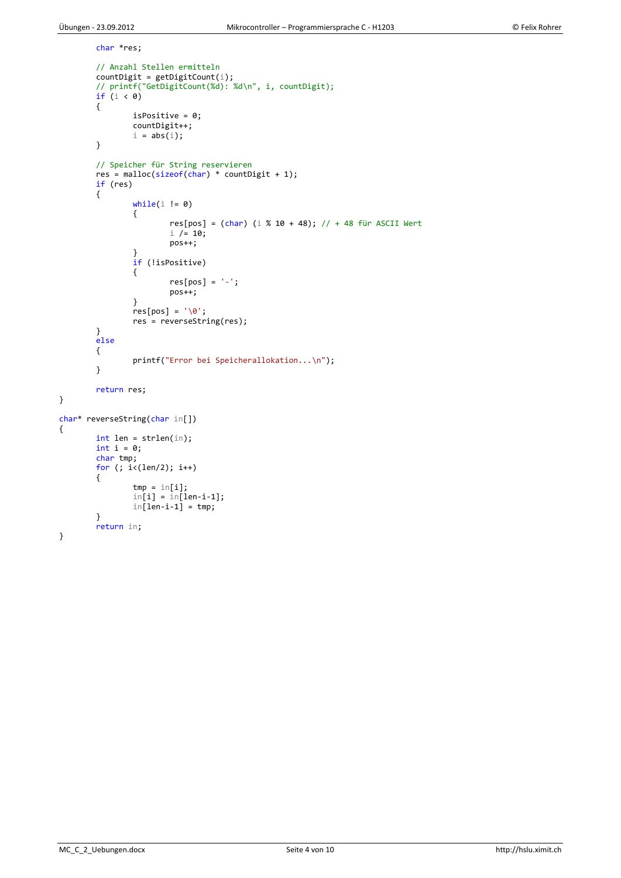```c
	char *res;

	// Anzahl Stellen ermitteln
	countDigit = getDigitCount(i);
	// printf("GetDigitCount(%d): %d\n", i, countDigit);
	if (i < 0)
	{
		isPositive = 0;
		countDigit++;
		i = abs(i);
	}

	// Speicher für String reservieren
	res = malloc(sizeof(char) * countDigit + 1);
	if (res)
	{
		while(i != 0)
		{
			res[pos] = (char) (i % 10 + 48); // + 48 für ASCII Wert
			i /= 10;
			pos++;
		}
		if (!isPositive)
		{
			res[pos] = '-';
			pos++;
		}
		res[pos] = '\0';
		res = reverseString(res);
	}
	else
	{
		printf("Error bei Speicherallokation...\n");
	}

	return res;
}

char* reverseString(char in[])
{
	int len = strlen(in);
	int i = 0;
	char tmp;
	for (; i<(len/2); i++)
	{
		tmp = in[i];
		in[i] = in[len-i-1];
		in[len-i-1] = tmp;
	}
	return in;
}
```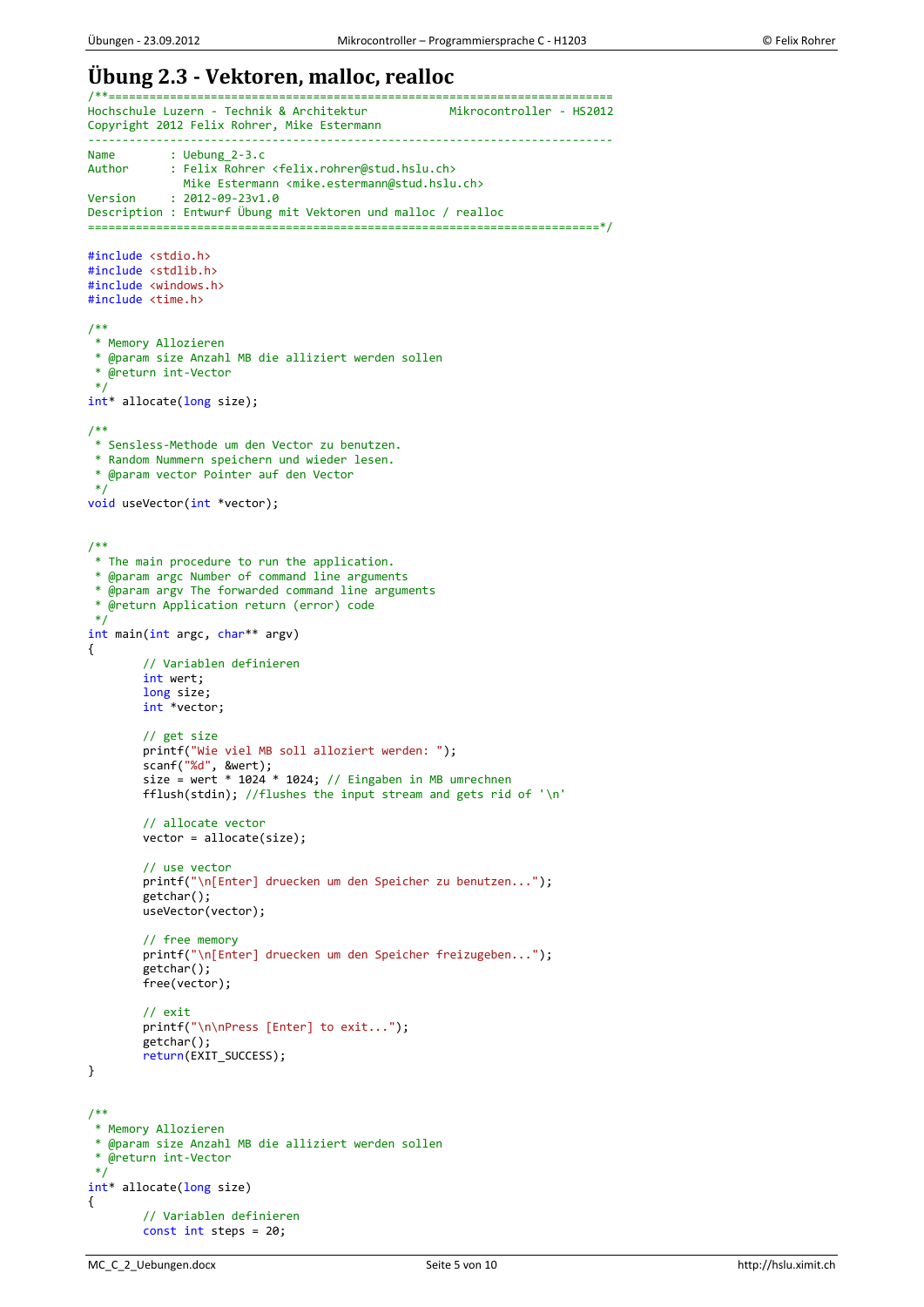# Übung 2.3 - Vektoren, malloc, realloc

```c
/**=========================================================================
Hochschule Luzern - Technik & Architektur            Mikrocontroller - HS2012
Copyright 2012 Felix Rohrer, Mike Estermann
----------------------------------------------------------------------------
Name        : Uebung_2-3.c
Author      : Felix Rohrer <felix.rohrer@stud.hslu.ch>
              Mike Estermann <mike.estermann@stud.hslu.ch>
Version     : 2012-09-23v1.0
Description : Entwurf Übung mit Vektoren und malloc / realloc
==========================================================================*/

#include <stdio.h>
#include <stdlib.h>
#include <windows.h>
#include <time.h>

/**
 * Memory Allozieren
 * @param size Anzahl MB die alliziert werden sollen
 * @return int-Vector
 */
int* allocate(long size);

/**
 * Sensless-Methode um den Vector zu benutzen.
 * Random Nummern speichern und wieder lesen.
 * @param vector Pointer auf den Vector
 */
void useVector(int *vector);


/**
 * The main procedure to run the application.
 * @param argc Number of command line arguments
 * @param argv The forwarded command line arguments
 * @return Application return (error) code
 */
int main(int argc, char** argv)
{
        // Variablen definieren
        int wert;
        long size;
        int *vector;

        // get size
        printf("Wie viel MB soll alloziert werden: ");
        scanf("%d", &wert);
        size = wert * 1024 * 1024; // Eingaben in MB umrechnen
        fflush(stdin); //flushes the input stream and gets rid of '\n'

        // allocate vector
        vector = allocate(size);

        // use vector
        printf("\n[Enter] druecken um den Speicher zu benutzen...");
        getchar();
        useVector(vector);

        // free memory
        printf("\n[Enter] druecken um den Speicher freizugeben...");
        getchar();
        free(vector);

        // exit
        printf("\n\nPress [Enter] to exit...");
        getchar();
        return(EXIT_SUCCESS);
}


/**
 * Memory Allozieren
 * @param size Anzahl MB die alliziert werden sollen
 * @return int-Vector
 */
int* allocate(long size)
{
        // Variablen definieren
        const int steps = 20;
```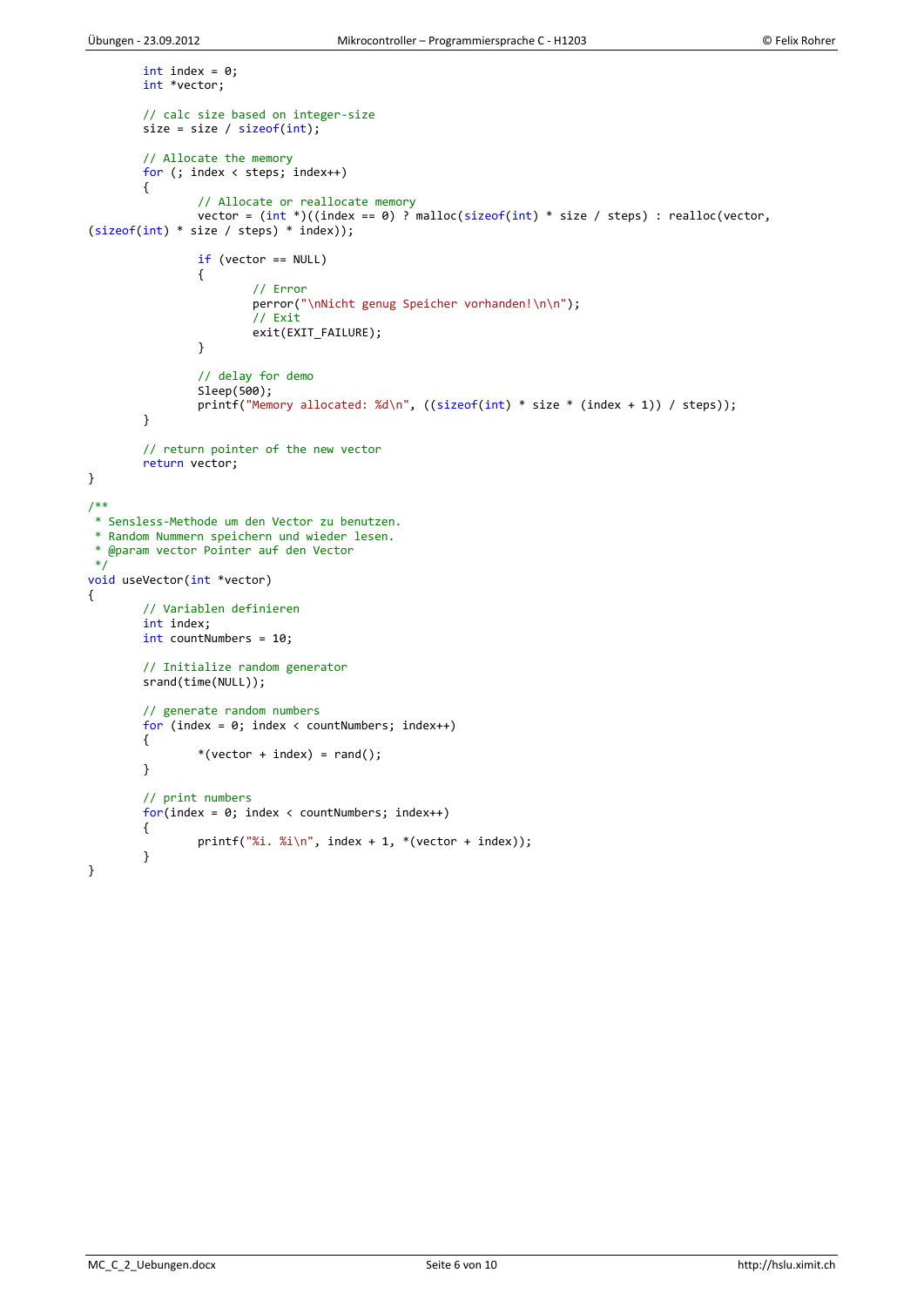```c
        int index = 0;
        int *vector;

        // calc size based on integer-size
        size = size / sizeof(int);

        // Allocate the memory
        for (; index < steps; index++)
        {
                // Allocate or reallocate memory
                vector = (int *)((index == 0) ? malloc(sizeof(int) * size / steps) : realloc(vector,
(sizeof(int) * size / steps) * index));

                if (vector == NULL)
                {
                        // Error
                        perror("\nNicht genug Speicher vorhanden!\n\n");
                        // Exit
                        exit(EXIT_FAILURE);
                }

                // delay for demo
                Sleep(500);
                printf("Memory allocated: %d\n", ((sizeof(int) * size * (index + 1)) / steps));
        }

        // return pointer of the new vector
        return vector;
}

/**
 * Sensless-Methode um den Vector zu benutzen.
 * Random Nummern speichern und wieder lesen.
 * @param vector Pointer auf den Vector
 */
void useVector(int *vector)
{
        // Variablen definieren
        int index;
        int countNumbers = 10;

        // Initialize random generator
        srand(time(NULL));

        // generate random numbers
        for (index = 0; index < countNumbers; index++)
        {
                *(vector + index) = rand();
        }

        // print numbers
        for(index = 0; index < countNumbers; index++)
        {
                printf("%i. %i\n", index + 1, *(vector + index));
        }
}
```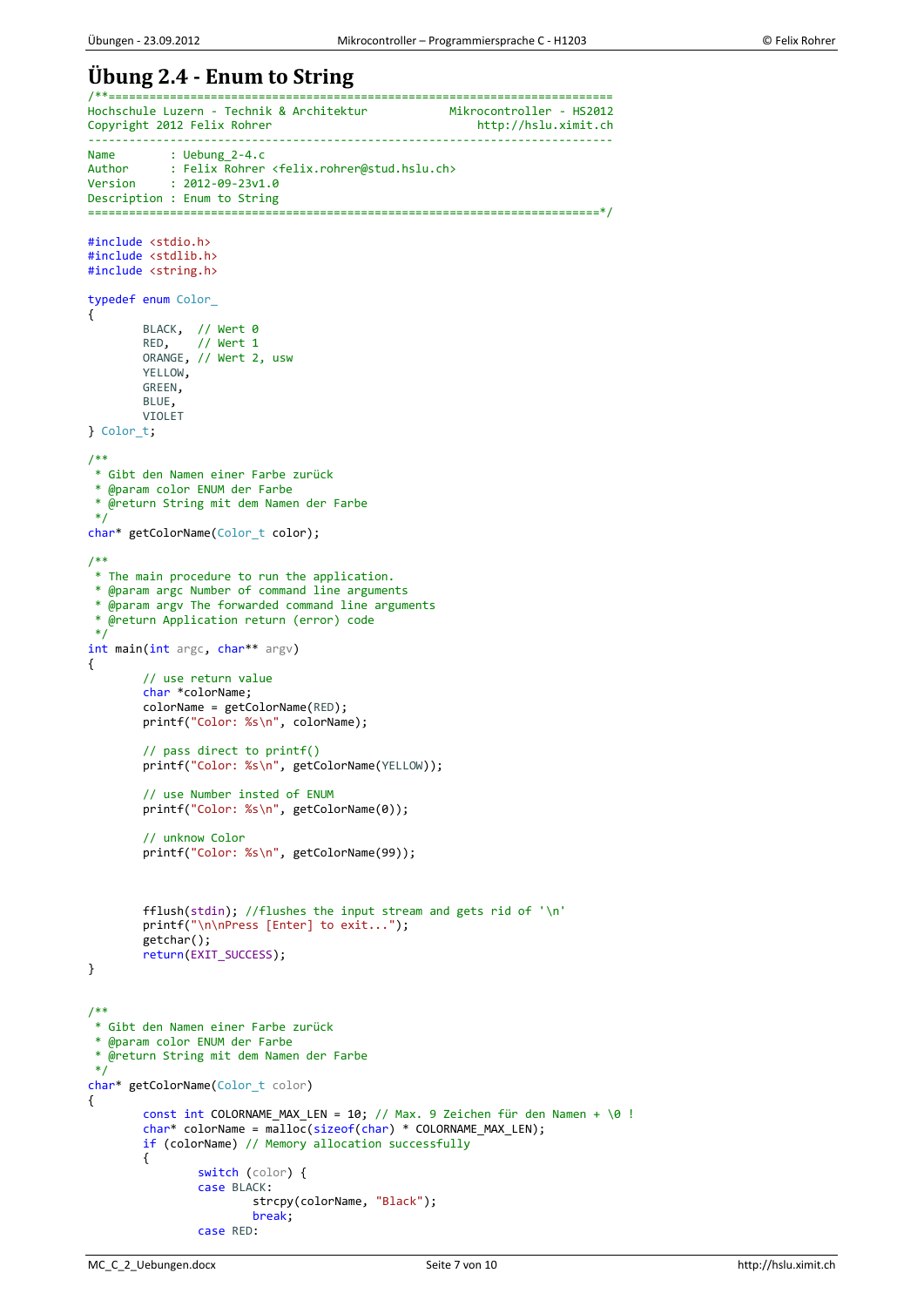# Übung 2.4 - Enum to String

```c
/**=========================================================================
Hochschule Luzern - Technik & Architektur            Mikrocontroller - HS2012
Copyright 2012 Felix Rohrer                              http://hslu.ximit.ch
----------------------------------------------------------------------------
Name        : Uebung_2-4.c
Author      : Felix Rohrer <felix.rohrer@stud.hslu.ch>
Version     : 2012-09-23v1.0
Description : Enum to String
==========================================================================*/

#include <stdio.h>
#include <stdlib.h>
#include <string.h>

typedef enum Color_
{
        BLACK,  // Wert 0
        RED,    // Wert 1
        ORANGE, // Wert 2, usw
        YELLOW,
        GREEN,
        BLUE,
        VIOLET
} Color_t;

/**
 * Gibt den Namen einer Farbe zurück
 * @param color ENUM der Farbe
 * @return String mit dem Namen der Farbe
 */
char* getColorName(Color_t color);

/**
 * The main procedure to run the application.
 * @param argc Number of command line arguments
 * @param argv The forwarded command line arguments
 * @return Application return (error) code
 */
int main(int argc, char** argv)
{
        // use return value
        char *colorName;
        colorName = getColorName(RED);
        printf("Color: %s\n", colorName);

        // pass direct to printf()
        printf("Color: %s\n", getColorName(YELLOW));

        // use Number insted of ENUM
        printf("Color: %s\n", getColorName(0));

        // unknow Color
        printf("Color: %s\n", getColorName(99));



        fflush(stdin); //flushes the input stream and gets rid of '\n'
        printf("\n\nPress [Enter] to exit...");
        getchar();
        return(EXIT_SUCCESS);
}


/**
 * Gibt den Namen einer Farbe zurück
 * @param color ENUM der Farbe
 * @return String mit dem Namen der Farbe
 */
char* getColorName(Color_t color)
{
        const int COLORNAME_MAX_LEN = 10; // Max. 9 Zeichen für den Namen + \0 !
        char* colorName = malloc(sizeof(char) * COLORNAME_MAX_LEN);
        if (colorName) // Memory allocation successfully
        {
                switch (color) {
                case BLACK:
                        strcpy(colorName, "Black");
                        break;
                case RED:
```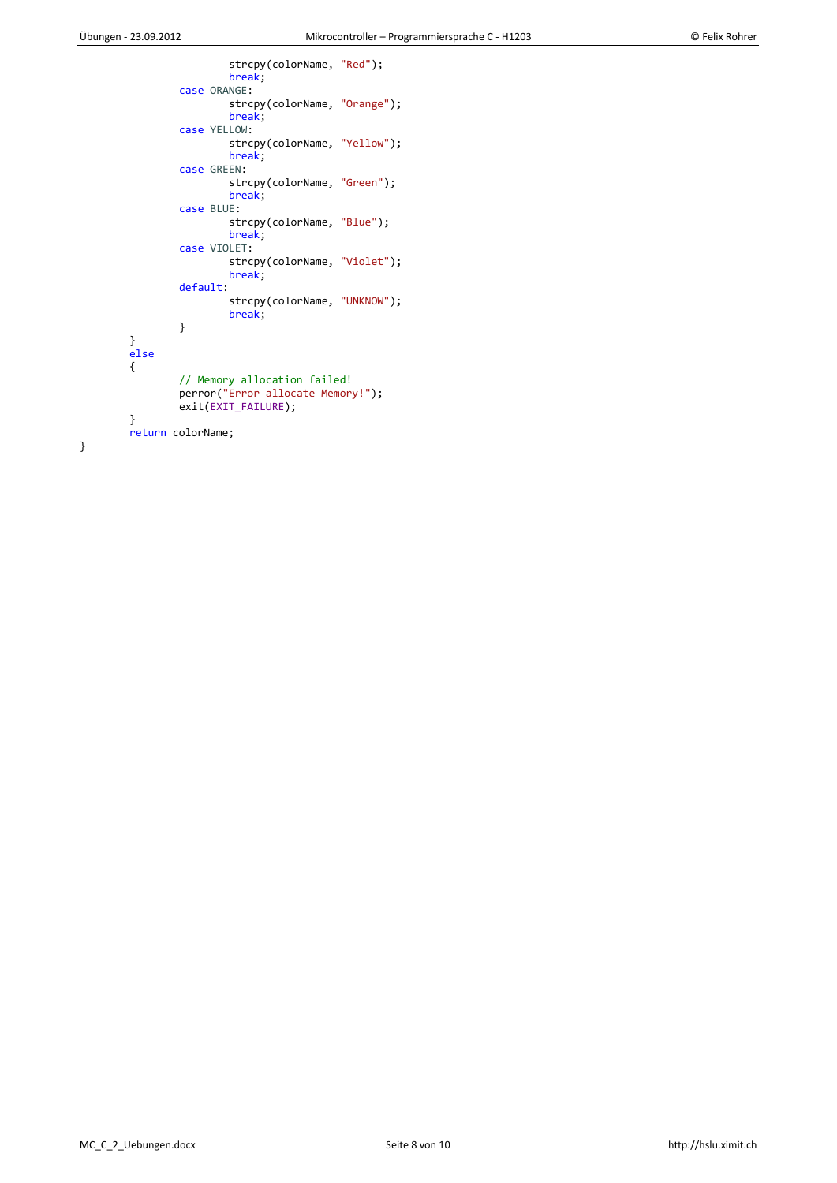```c
                        strcpy(colorName, "Red");
                        break;
                case ORANGE:
                        strcpy(colorName, "Orange");
                        break;
                case YELLOW:
                        strcpy(colorName, "Yellow");
                        break;
                case GREEN:
                        strcpy(colorName, "Green");
                        break;
                case BLUE:
                        strcpy(colorName, "Blue");
                        break;
                case VIOLET:
                        strcpy(colorName, "Violet");
                        break;
                default:
                        strcpy(colorName, "UNKNOW");
                        break;
                }
        }
        else
        {
                // Memory allocation failed!
                perror("Error allocate Memory!");
                exit(EXIT_FAILURE);
        }
        return colorName;
}
```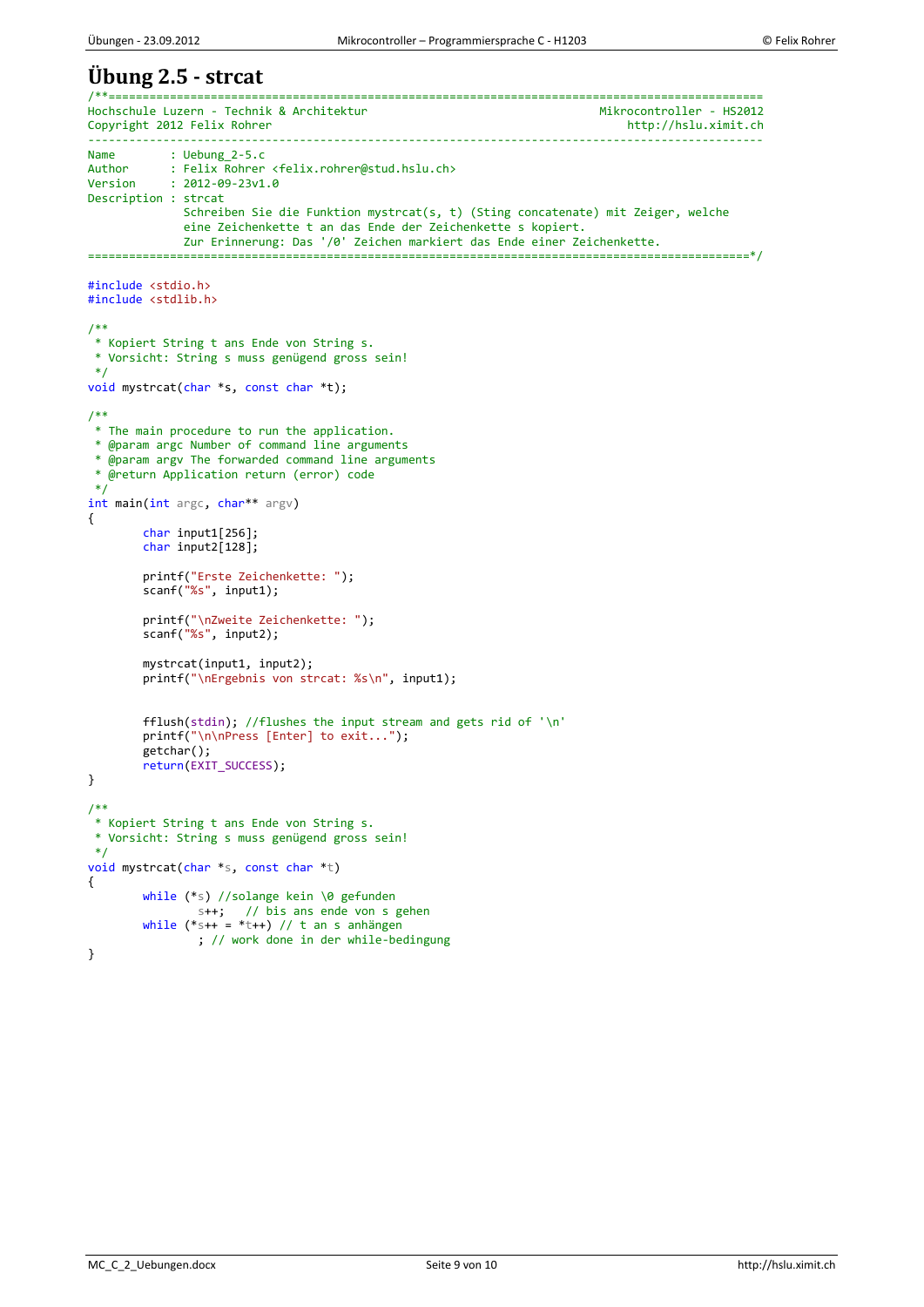# Übung 2.5 - strcat

```c
/**==============================================================================================
Hochschule Luzern - Technik & Architektur                                 Mikrocontroller - HS2012
Copyright 2012 Felix Rohrer                                                   http://hslu.ximit.ch
-------------------------------------------------------------------------------------------------
Name        : Uebung_2-5.c
Author      : Felix Rohrer <felix.rohrer@stud.hslu.ch>
Version     : 2012-09-23v1.0
Description : strcat
              Schreiben Sie die Funktion mystrcat(s, t) (Sting concatenate) mit Zeiger, welche
              eine Zeichenkette t an das Ende der Zeichenkette s kopiert.
              Zur Erinnerung: Das '/0' Zeichen markiert das Ende einer Zeichenkette.
==============================================================================================*/

#include <stdio.h>
#include <stdlib.h>

/**
 * Kopiert String t ans Ende von String s.
 * Vorsicht: String s muss genügend gross sein!
 */
void mystrcat(char *s, const char *t);

/**
 * The main procedure to run the application.
 * @param argc Number of command line arguments
 * @param argv The forwarded command line arguments
 * @return Application return (error) code
 */
int main(int argc, char** argv)
{
        char input1[256];
        char input2[128];

        printf("Erste Zeichenkette: ");
        scanf("%s", input1);

        printf("\nZweite Zeichenkette: ");
        scanf("%s", input2);

        mystrcat(input1, input2);
        printf("\nErgebnis von strcat: %s\n", input1);


        fflush(stdin); //flushes the input stream and gets rid of '\n'
        printf("\n\nPress [Enter] to exit...");
        getchar();
        return(EXIT_SUCCESS);
}

/**
 * Kopiert String t ans Ende von String s.
 * Vorsicht: String s muss genügend gross sein!
 */
void mystrcat(char *s, const char *t)
{
        while (*s) //solange kein \0 gefunden
                s++;   // bis ans ende von s gehen
        while (*s++ = *t++) // t an s anhängen
                ; // work done in der while-bedingung
}
```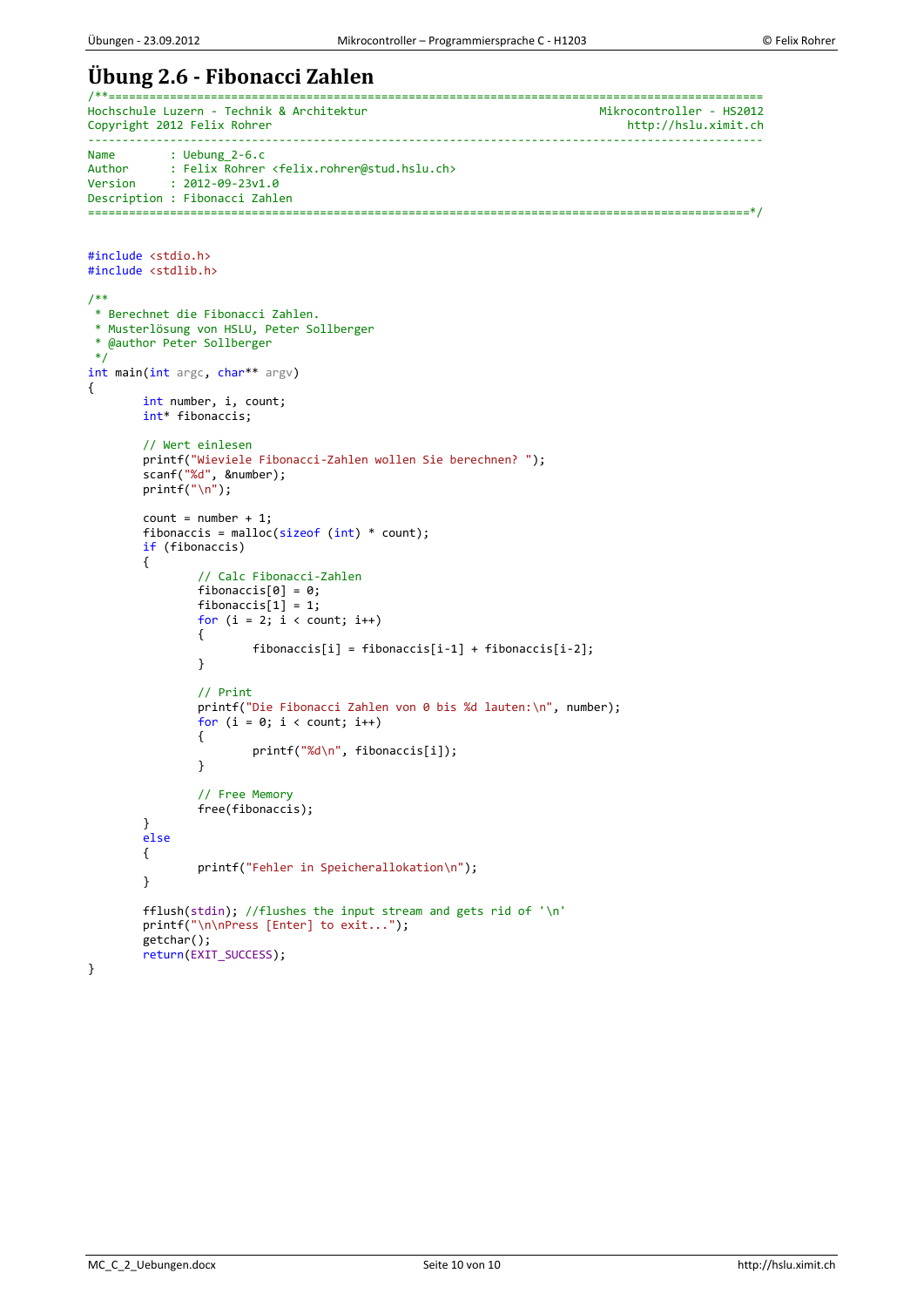# Übung 2.6 - Fibonacci Zahlen

```
/**==============================================================================================
Hochschule Luzern - Technik & Architektur                                    Mikrocontroller - HS2012
Copyright 2012 Felix Rohrer                                                      http://hslu.ximit.ch
-------------------------------------------------------------------------------------------------
Name        : Uebung_2-6.c
Author      : Felix Rohrer <felix.rohrer@stud.hslu.ch>
Version     : 2012-09-23v1.0
Description : Fibonacci Zahlen
==============================================================================================*/


#include <stdio.h>
#include <stdlib.h>

/**
 * Berechnet die Fibonacci Zahlen.
 * Musterlösung von HSLU, Peter Sollberger
 * @author Peter Sollberger
 */
int main(int argc, char** argv)
{
        int number, i, count;
        int* fibonaccis;

        // Wert einlesen
        printf("Wieviele Fibonacci-Zahlen wollen Sie berechnen? ");
        scanf("%d", &number);
        printf("\n");

        count = number + 1;
        fibonaccis = malloc(sizeof (int) * count);
        if (fibonaccis)
        {
                // Calc Fibonacci-Zahlen
                fibonaccis[0] = 0;
                fibonaccis[1] = 1;
                for (i = 2; i < count; i++)
                {
                        fibonaccis[i] = fibonaccis[i-1] + fibonaccis[i-2];
                }

                // Print
                printf("Die Fibonacci Zahlen von 0 bis %d lauten:\n", number);
                for (i = 0; i < count; i++)
                {
                        printf("%d\n", fibonaccis[i]);
                }

                // Free Memory
                free(fibonaccis);
        }
        else
        {
                printf("Fehler in Speicherallokation\n");
        }

        fflush(stdin); //flushes the input stream and gets rid of '\n'
        printf("\n\nPress [Enter] to exit...");
        getchar();
        return(EXIT_SUCCESS);
}
```